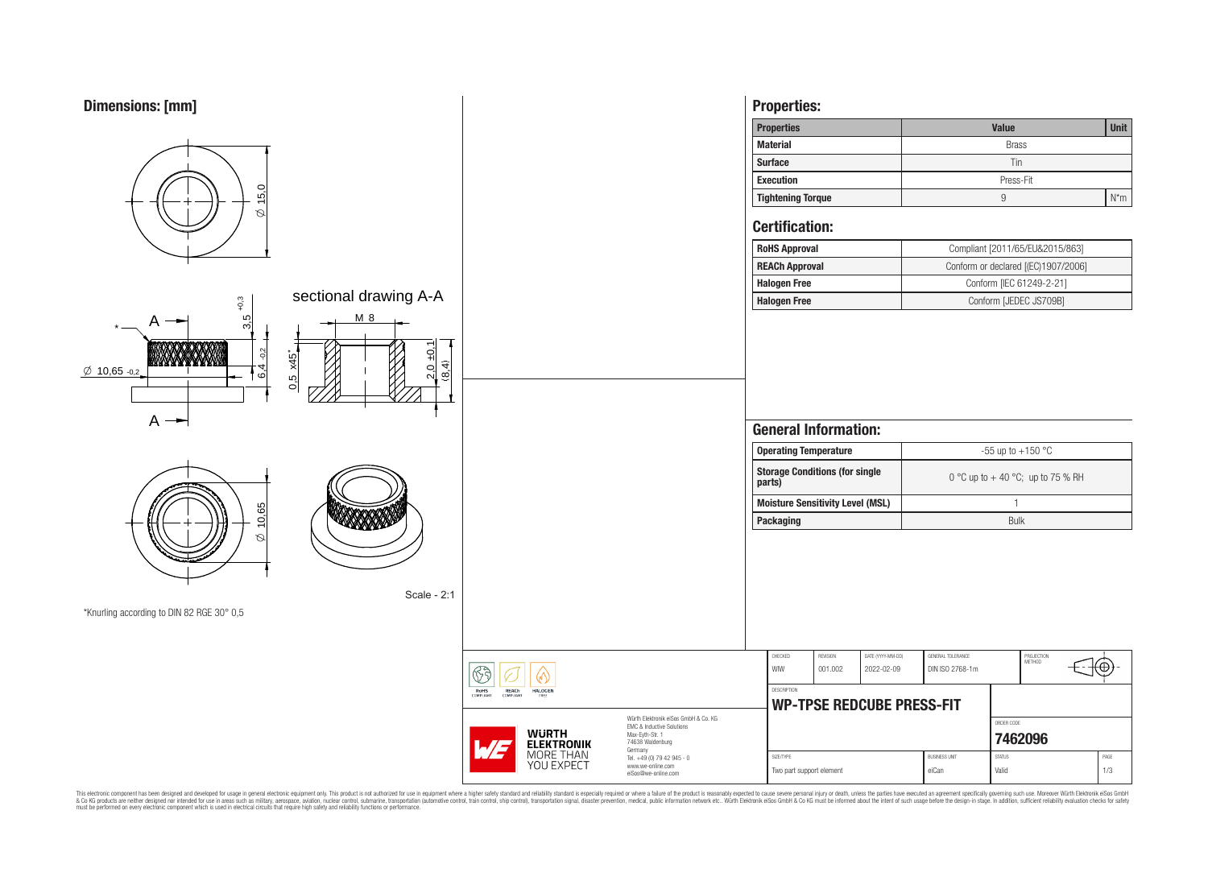## Dimensions: [mm]

Ø 15,0

sectional drawing A-A

A — A

M 8

3,5 +0,3

6,4 -0,2

Ø 10,65 -0,2

0,5 x45°

2,0 ±0,1

(8,4)

Ø 10,65

Scale - 2:1

*Knurling according to DIN 82 RGE 30° 0,5

## Properties:

| Properties | Value | Unit |
|---|---|---|
| Material | Brass | |
| Surface | Tin | |
| Execution | Press-Fit | |
| Tightening Torque | 9 | N*m |

## Certification:

| | |
|---|---|
| RoHS Approval | Compliant [2011/65/EU&2015/863] |
| REACh Approval | Conform or declared [(EC)1907/2006] |
| Halogen Free | Conform [IEC 61249-2-21] |
| Halogen Free | Conform [JEDEC JS709B] |

## General Information:

| | |
|---|---|
| Operating Temperature | -55 up to +150 °C |
| Storage Conditions (for single parts) | 0 °C up to + 40 °C; up to 75 % RH |
| Moisture Sensitivity Level (MSL) | 1 |
| Packaging | Bulk |

| CHECKED | REVISION | DATE (YYYY-MM-DD) | GENERAL TOLERANCE | PROJECTION METHOD |
|---|---|---|---|---|
| WIW | 001.002 | 2022-02-09 | DIN ISO 2768-1m | |

DESCRIPTION: **WP-TPSE REDCUBE PRESS-FIT**

ORDER CODE: **7462096**

| SIZE/TYPE | BUSINESS UNIT | STATUS | PAGE |
|---|---|---|---|
| Two part support element | eiCan | Valid | 1/3 |

RoHS COMPLIANT · REACh COMPLIANT · HALOGEN FREE

WÜRTH ELEKTRONIK MORE THAN YOU EXPECT

Würth Elektronik eiSos GmbH & Co. KG
EMC & Inductive Solutions
Max-Eyth-Str. 1
74638 Waldenburg
Germany
Tel. +49 (0) 79 42 945 - 0
www.we-online.com
eiSos@we-online.com

This electronic component has been designed and developed for usage in general electronic equipment only. This product is not authorized for use in equipment where a higher safety standard and reliability standard is especially required or where a failure of the product is reasonably expected to cause severe personal injury or death, unless the parties have executed an agreement specifically governing such use. Moreover Würth Elektronik eiSos GmbH & Co KG products are neither designed nor intended for use in areas such as military, aerospace, aviation, nuclear control, submarine, transportation (automotive control, train control, ship control), transportation signal, disaster prevention, medical, public information network etc.. Würth Elektronik eiSos GmbH & Co KG must be informed about the intent of such usage before the design-in stage. In addition, sufficient reliability evaluation checks for safety must be performed on every electronic component which is used in electrical circuits that require high safety and reliability functions or performance.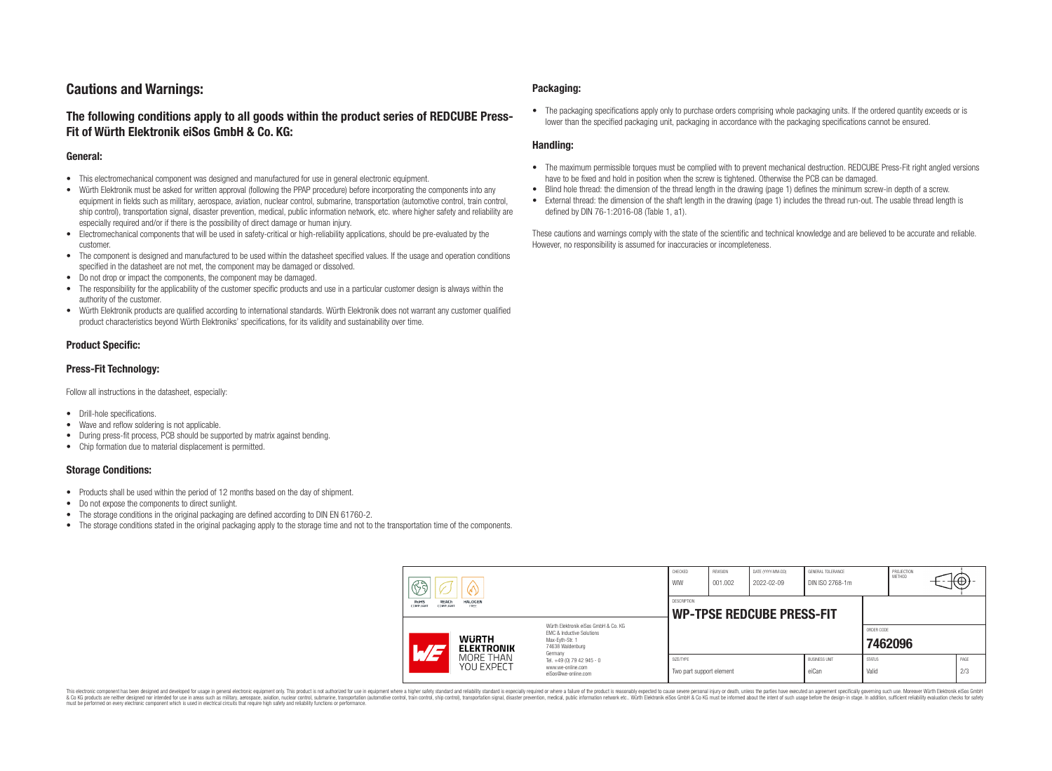## Cautions and Warnings:

### The following conditions apply to all goods within the product series of REDCUBE Press-Fit of Würth Elektronik eiSos GmbH & Co. KG:

#### General:

- This electromechanical component was designed and manufactured for use in general electronic equipment.
- Würth Elektronik must be asked for written approval (following the PPAP procedure) before incorporating the components into any equipment in fields such as military, aerospace, aviation, nuclear control, submarine, transportation (automotive control, train control, ship control), transportation signal, disaster prevention, medical, public information network, etc. where higher safety and reliability are especially required and/or if there is the possibility of direct damage or human injury.
- Electromechanical components that will be used in safety-critical or high-reliability applications, should be pre-evaluated by the customer.
- The component is designed and manufactured to be used within the datasheet specified values. If the usage and operation conditions specified in the datasheet are not met, the component may be damaged or dissolved.
- Do not drop or impact the components, the component may be damaged.
- The responsibility for the applicability of the customer specific products and use in a particular customer design is always within the authority of the customer.
- Würth Elektronik products are qualified according to international standards. Würth Elektronik does not warrant any customer qualified product characteristics beyond Würth Elektroniks' specifications, for its validity and sustainability over time.

#### Product Specific:

#### Press-Fit Technology:

Follow all instructions in the datasheet, especially:

- Drill-hole specifications.
- Wave and reflow soldering is not applicable.
- During press-fit process, PCB should be supported by matrix against bending.
- Chip formation due to material displacement is permitted.

#### Storage Conditions:

- Products shall be used within the period of 12 months based on the day of shipment.
- Do not expose the components to direct sunlight.
- The storage conditions in the original packaging are defined according to DIN EN 61760-2.
- The storage conditions stated in the original packaging apply to the storage time and not to the transportation time of the components.

#### Packaging:

- The packaging specifications apply only to purchase orders comprising whole packaging units. If the ordered quantity exceeds or is lower than the specified packaging unit, packaging in accordance with the packaging specifications cannot be ensured.

#### Handling:

- The maximum permissible torques must be complied with to prevent mechanical destruction. REDCUBE Press-Fit right angled versions have to be fixed and hold in position when the screw is tightened. Otherwise the PCB can be damaged.
- Blind hole thread: the dimension of the thread length in the drawing (page 1) defines the minimum screw-in depth of a screw.
- External thread: the dimension of the shaft length in the drawing (page 1) includes the thread run-out. The usable thread length is defined by DIN 76-1:2016-08 (Table 1, a1).

These cautions and warnings comply with the state of the scientific and technical knowledge and are believed to be accurate and reliable. However, no responsibility is assumed for inaccuracies or incompleteness.

| CHECKED | REVISION | DATE (YYYY-MM-DD) | GENERAL TOLERANCE | PROJECTION METHOD |
|---|---|---|---|---|
| WIW | 001.002 | 2022-02-09 | DIN ISO 2768-1m | |

| DESCRIPTION | ORDER CODE |
|---|---|
| WP-TPSE REDCUBE PRESS-FIT | 7462096 |

| SIZE/TYPE | BUSINESS UNIT | STATUS | PAGE |
|---|---|---|---|
| Two part support element | eiCan | Valid | 2/3 |

Würth Elektronik eiSos GmbH & Co. KG
EMC & Inductive Solutions
Max-Eyth-Str. 1
74638 Waldenburg
Germany
Tel. +49 (0) 79 42 945 - 0
www.we-online.com
eiSos@we-online.com

This electronic component has been designed and developed for usage in general electronic equipment only. This product is not authorized for use in equipment where a higher safety standard and reliability standard is especially required or where a failure of the product is reasonably expected to cause severe personal injury or death, unless the parties have executed an agreement specifically governing such use. Moreover Würth Elektronik eiSos GmbH & Co KG products are neither designed nor intended for use in areas such as military, aerospace, aviation, nuclear control, submarine, transportation (automotive control, train control, ship control), transportation signal, disaster prevention, medical, public information network etc.. Würth Elektronik eiSos GmbH & Co KG must be informed about the intent of such usage before the design-in stage. In addition, sufficient reliability evaluation checks for safety must be performed on every electronic component which is used in electrical circuits that require high safety and reliability functions or performance.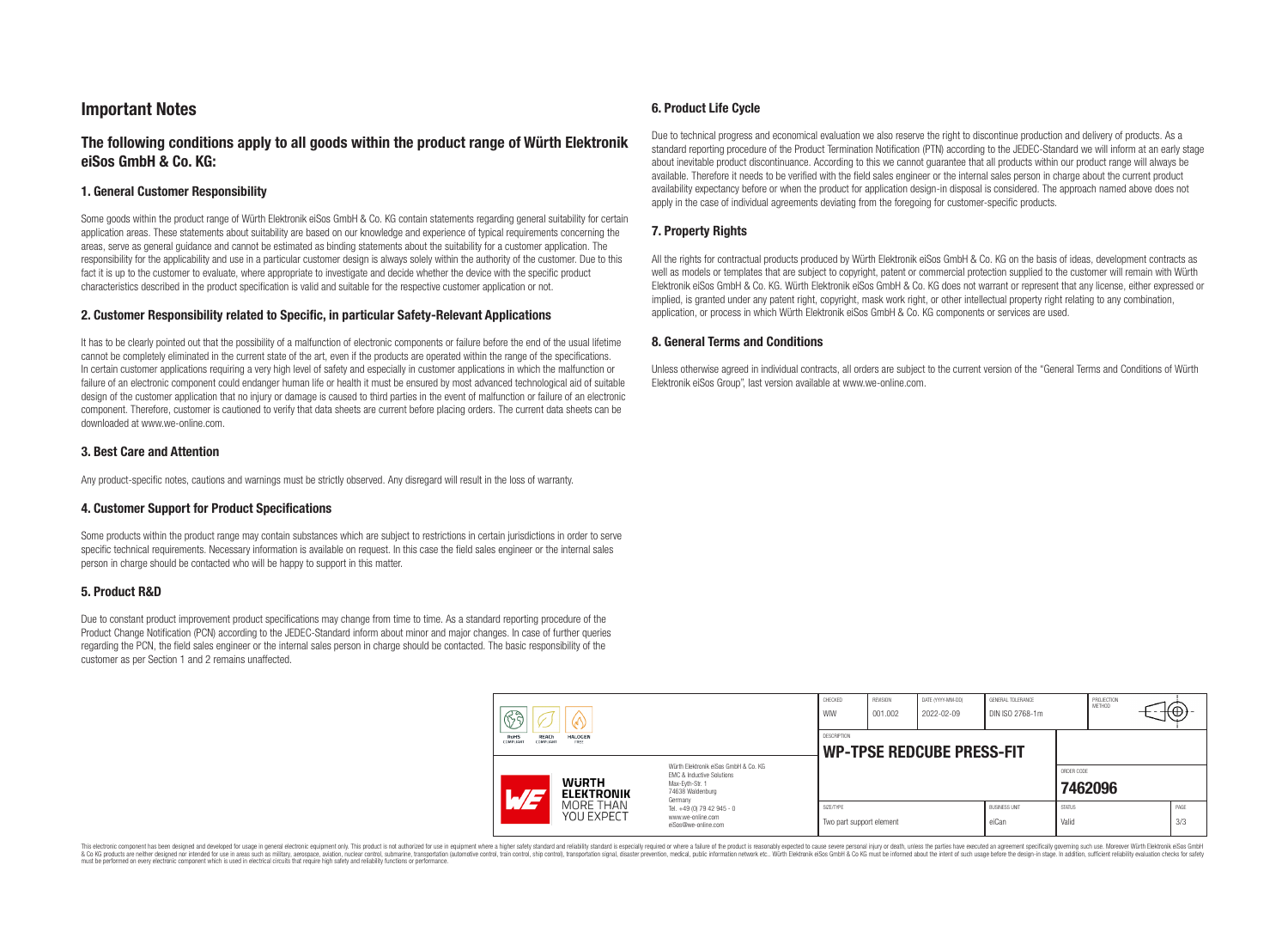# Important Notes

## The following conditions apply to all goods within the product range of Würth Elektronik eiSos GmbH & Co. KG:

### 1. General Customer Responsibility

Some goods within the product range of Würth Elektronik eiSos GmbH & Co. KG contain statements regarding general suitability for certain application areas. These statements about suitability are based on our knowledge and experience of typical requirements concerning the areas, serve as general guidance and cannot be estimated as binding statements about the suitability for a customer application. The responsibility for the applicability and use in a particular customer design is always solely within the authority of the customer. Due to this fact it is up to the customer to evaluate, where appropriate to investigate and decide whether the device with the specific product characteristics described in the product specification is valid and suitable for the respective customer application or not.

### 2. Customer Responsibility related to Specific, in particular Safety-Relevant Applications

It has to be clearly pointed out that the possibility of a malfunction of electronic components or failure before the end of the usual lifetime cannot be completely eliminated in the current state of the art, even if the products are operated within the range of the specifications. In certain customer applications requiring a very high level of safety and especially in customer applications in which the malfunction or failure of an electronic component could endanger human life or health it must be ensured by most advanced technological aid of suitable design of the customer application that no injury or damage is caused to third parties in the event of malfunction or failure of an electronic component. Therefore, customer is cautioned to verify that data sheets are current before placing orders. The current data sheets can be downloaded at www.we-online.com.

### 3. Best Care and Attention

Any product-specific notes, cautions and warnings must be strictly observed. Any disregard will result in the loss of warranty.

### 4. Customer Support for Product Specifications

Some products within the product range may contain substances which are subject to restrictions in certain jurisdictions in order to serve specific technical requirements. Necessary information is available on request. In this case the field sales engineer or the internal sales person in charge should be contacted who will be happy to support in this matter.

### 5. Product R&D

Due to constant product improvement product specifications may change from time to time. As a standard reporting procedure of the Product Change Notification (PCN) according to the JEDEC-Standard inform about minor and major changes. In case of further queries regarding the PCN, the field sales engineer or the internal sales person in charge should be contacted. The basic responsibility of the customer as per Section 1 and 2 remains unaffected.

### 6. Product Life Cycle

Due to technical progress and economical evaluation we also reserve the right to discontinue production and delivery of products. As a standard reporting procedure of the Product Termination Notification (PTN) according to the JEDEC-Standard we will inform at an early stage about inevitable product discontinuance. According to this we cannot guarantee that all products within our product range will always be available. Therefore it needs to be verified with the field sales engineer or the internal sales person in charge about the current product availability expectancy before or when the product for application design-in disposal is considered. The approach named above does not apply in the case of individual agreements deviating from the foregoing for customer-specific products.

### 7. Property Rights

All the rights for contractual products produced by Würth Elektronik eiSos GmbH & Co. KG on the basis of ideas, development contracts as well as models or templates that are subject to copyright, patent or commercial protection supplied to the customer will remain with Würth Elektronik eiSos GmbH & Co. KG. Würth Elektronik eiSos GmbH & Co. KG does not warrant or represent that any license, either expressed or implied, is granted under any patent right, copyright, mask work right, or other intellectual property right relating to any combination, application, or process in which Würth Elektronik eiSos GmbH & Co. KG components or services are used.

### 8. General Terms and Conditions

Unless otherwise agreed in individual contracts, all orders are subject to the current version of the "General Terms and Conditions of Würth Elektronik eiSos Group", last version available at www.we-online.com.

| CHECKED | REVISION | DATE (YYYY-MM-DD) | GENERAL TOLERANCE | PROJECTION METHOD |
|---|---|---|---|---|
| WIW | 001.002 | 2022-02-09 | DIN ISO 2768-1m | |

DESCRIPTION: **WP-TPSE REDCUBE PRESS-FIT**

ORDER CODE: **7462096**

| SIZE/TYPE | BUSINESS UNIT | STATUS | PAGE |
|---|---|---|---|
| Two part support element | eiCan | Valid | 3/3 |

Würth Elektronik eiSos GmbH & Co. KG
EMC & Inductive Solutions
Max-Eyth-Str. 1
74638 Waldenburg
Germany
Tel. +49 (0) 79 42 945 - 0
www.we-online.com
eiSos@we-online.com

This electronic component has been designed and developed for usage in general electronic equipment only. This product is not authorized for use in equipment where a higher safety standard and reliability standard is especially required or where a failure of the product is reasonably expected to cause severe personal injury or death, unless the parties have executed an agreement specifically governing such use. Moreover Würth Elektronik eiSos GmbH & Co KG products are neither designed nor intended for use in areas such as military, aerospace, aviation, nuclear control, submarine, transportation (automotive control, train control, ship control), transportation signal, disaster prevention, medical, public information network etc.. Würth Elektronik eiSos GmbH & Co KG must be informed about the intent of such usage before the design-in stage. In addition, sufficient reliability evaluation checks for safety must be performed on every electronic component which is used in electrical circuits that require high safety and reliability functions or performance.